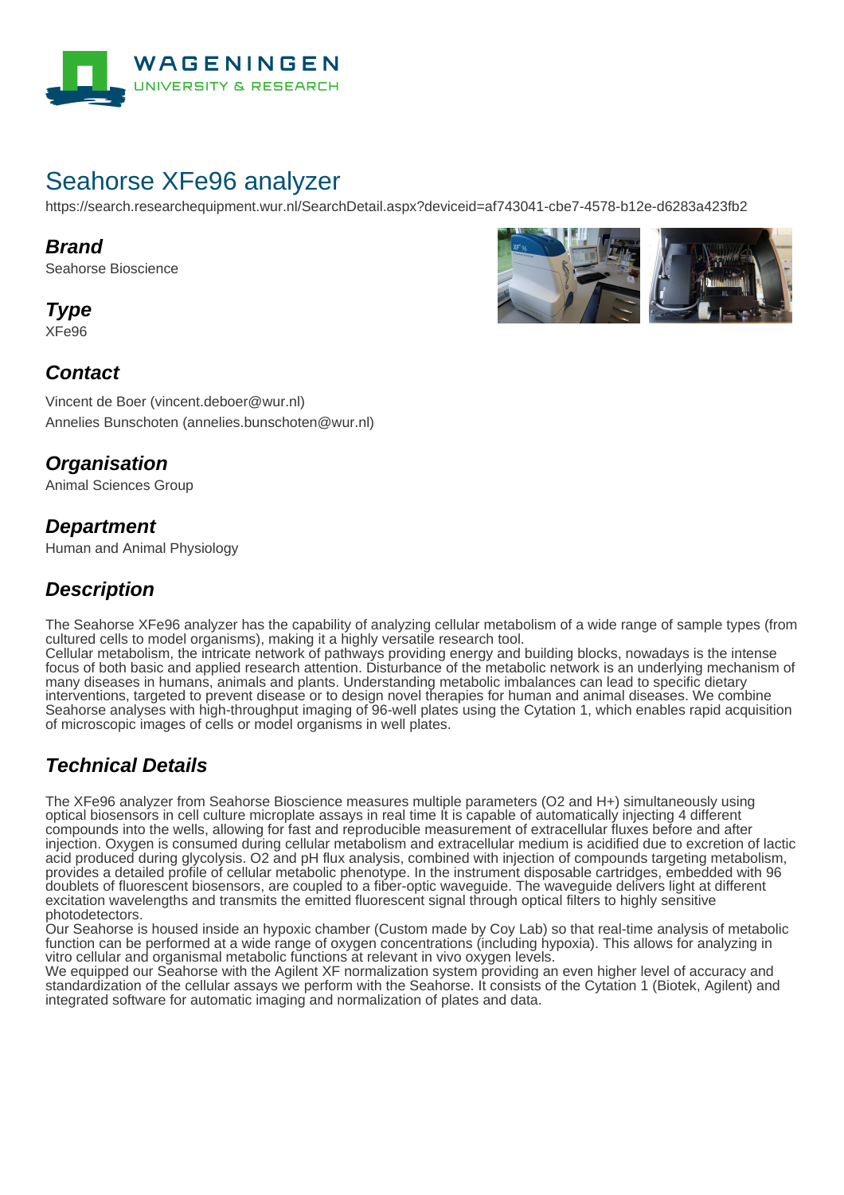# Seahorse XFe96 analyzer

https://search.researchequipment.wur.nl/SearchDetail.aspx?deviceid=af743041-cbe7-4578-b12e-d6283a423fb2

## Brand

Seahorse Bioscience

## Type

XFe96

## Contact

Vincent de Boer (vincent.deboer@wur.nl)
Annelies Bunschoten (annelies.bunschoten@wur.nl)

## Organisation

Animal Sciences Group

## Department

Human and Animal Physiology

## Description

The Seahorse XFe96 analyzer has the capability of analyzing cellular metabolism of a wide range of sample types (from cultured cells to model organisms), making it a highly versatile research tool.
Cellular metabolism, the intricate network of pathways providing energy and building blocks, nowadays is the intense focus of both basic and applied research attention. Disturbance of the metabolic network is an underlying mechanism of many diseases in humans, animals and plants. Understanding metabolic imbalances can lead to specific dietary interventions, targeted to prevent disease or to design novel therapies for human and animal diseases. We combine Seahorse analyses with high-throughput imaging of 96-well plates using the Cytation 1, which enables rapid acquisition of microscopic images of cells or model organisms in well plates.

## Technical Details

The XFe96 analyzer from Seahorse Bioscience measures multiple parameters ($O_2$ and $H^+$) simultaneously using optical biosensors in cell culture microplate assays in real time It is capable of automatically injecting 4 different compounds into the wells, allowing for fast and reproducible measurement of extracellular fluxes before and after injection. Oxygen is consumed during cellular metabolism and extracellular medium is acidified due to excretion of lactic acid produced during glycolysis. $O_2$ and pH flux analysis, combined with injection of compounds targeting metabolism, provides a detailed profile of cellular metabolic phenotype. In the instrument disposable cartridges, embedded with 96 doublets of fluorescent biosensors, are coupled to a fiber-optic waveguide. The waveguide delivers light at different excitation wavelengths and transmits the emitted fluorescent signal through optical filters to highly sensitive photodetectors.
Our Seahorse is housed inside an hypoxic chamber (Custom made by Coy Lab) so that real-time analysis of metabolic function can be performed at a wide range of oxygen concentrations (including hypoxia). This allows for analyzing in vitro cellular and organismal metabolic functions at relevant in vivo oxygen levels.
We equipped our Seahorse with the Agilent XF normalization system providing an even higher level of accuracy and standardization of the cellular assays we perform with the Seahorse. It consists of the Cytation 1 (Biotek, Agilent) and integrated software for automatic imaging and normalization of plates and data.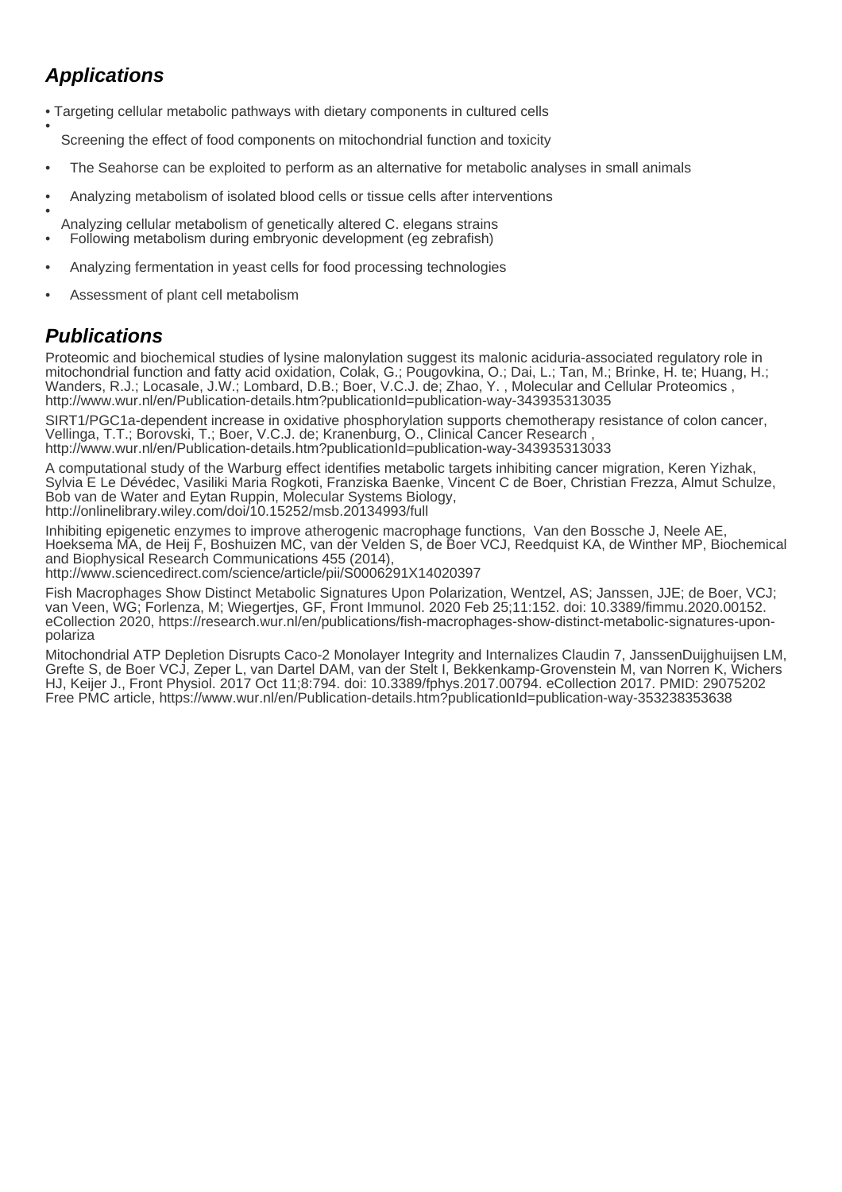## *Applications*

- Targeting cellular metabolic pathways with dietary components in cultured cells
- Screening the effect of food components on mitochondrial function and toxicity
- The Seahorse can be exploited to perform as an alternative for metabolic analyses in small animals
- Analyzing metabolism of isolated blood cells or tissue cells after interventions
- Analyzing cellular metabolism of genetically altered C. elegans strains
- Following metabolism during embryonic development (eg zebrafish)
- Analyzing fermentation in yeast cells for food processing technologies
- Assessment of plant cell metabolism

## *Publications*

Proteomic and biochemical studies of lysine malonylation suggest its malonic aciduria-associated regulatory role in mitochondrial function and fatty acid oxidation, Colak, G.; Pougovkina, O.; Dai, L.; Tan, M.; Brinke, H. te; Huang, H.; Wanders, R.J.; Locasale, J.W.; Lombard, D.B.; Boer, V.C.J. de; Zhao, Y. , Molecular and Cellular Proteomics , http://www.wur.nl/en/Publication-details.htm?publicationId=publication-way-343935313035

SIRT1/PGC1a-dependent increase in oxidative phosphorylation supports chemotherapy resistance of colon cancer, Vellinga, T.T.; Borovski, T.; Boer, V.C.J. de; Kranenburg, O., Clinical Cancer Research , http://www.wur.nl/en/Publication-details.htm?publicationId=publication-way-343935313033

A computational study of the Warburg effect identifies metabolic targets inhibiting cancer migration, Keren Yizhak, Sylvia E Le Dévédec, Vasiliki Maria Rogkoti, Franziska Baenke, Vincent C de Boer, Christian Frezza, Almut Schulze, Bob van de Water and Eytan Ruppin, Molecular Systems Biology, http://onlinelibrary.wiley.com/doi/10.15252/msb.20134993/full

Inhibiting epigenetic enzymes to improve atherogenic macrophage functions, Van den Bossche J, Neele AE, Hoeksema MA, de Heij F, Boshuizen MC, van der Velden S, de Boer VCJ, Reedquist KA, de Winther MP, Biochemical and Biophysical Research Communications 455 (2014), http://www.sciencedirect.com/science/article/pii/S0006291X14020397

Fish Macrophages Show Distinct Metabolic Signatures Upon Polarization, Wentzel, AS; Janssen, JJE; de Boer, VCJ; van Veen, WG; Forlenza, M; Wiegertjes, GF, Front Immunol. 2020 Feb 25;11:152. doi: 10.3389/fimmu.2020.00152. eCollection 2020, https://research.wur.nl/en/publications/fish-macrophages-show-distinct-metabolic-signatures-upon-polariza

Mitochondrial ATP Depletion Disrupts Caco-2 Monolayer Integrity and Internalizes Claudin 7, JanssenDuijghuijsen LM, Grefte S, de Boer VCJ, Zeper L, van Dartel DAM, van der Stelt I, Bekkenkamp-Grovenstein M, van Norren K, Wichers HJ, Keijer J., Front Physiol. 2017 Oct 11;8:794. doi: 10.3389/fphys.2017.00794. eCollection 2017. PMID: 29075202 Free PMC article, https://www.wur.nl/en/Publication-details.htm?publicationId=publication-way-353238353638